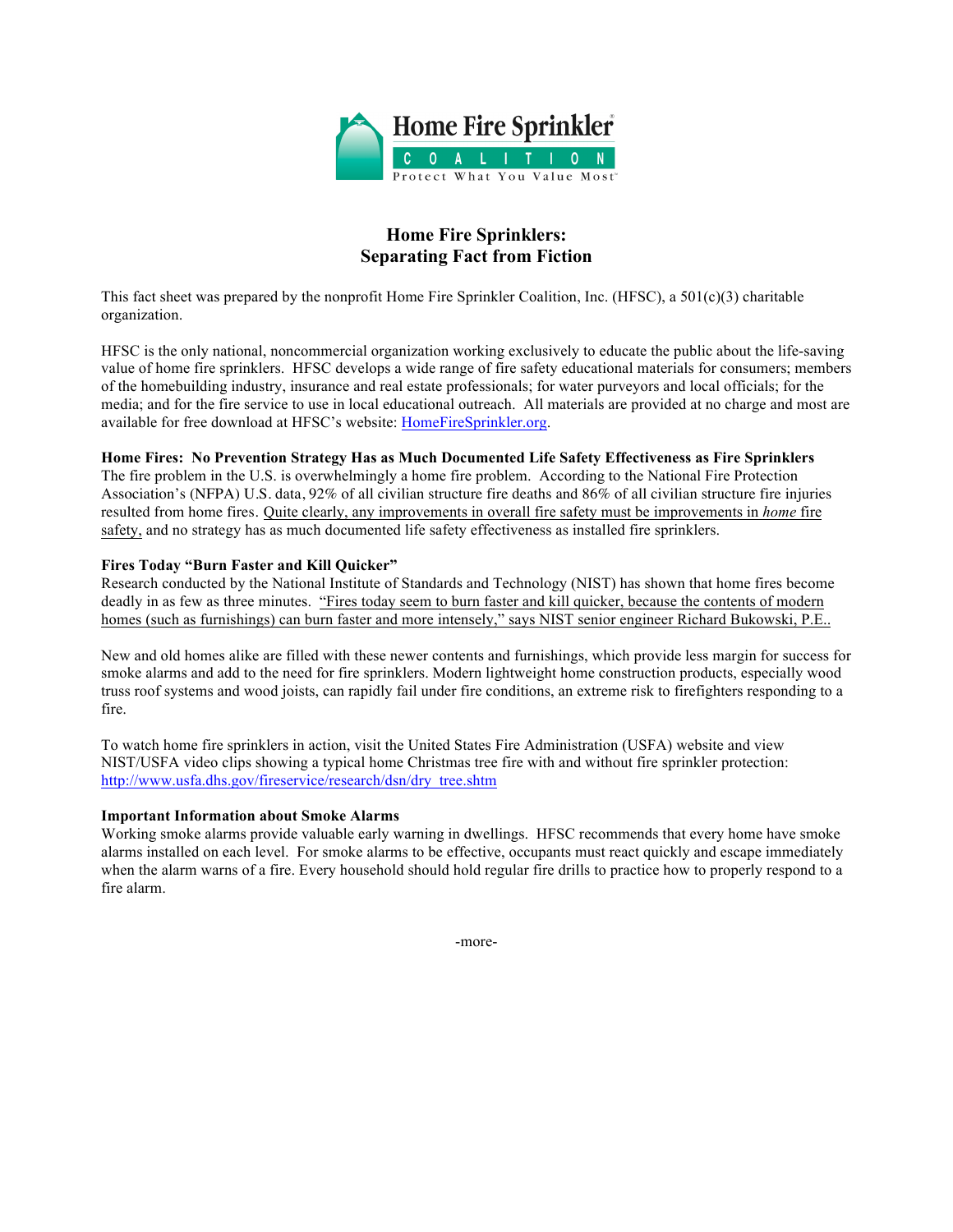Home Fire Sprinkler® COALITION Protect What You Value Most™

# Home Fire Sprinklers: Separating Fact from Fiction

This fact sheet was prepared by the nonprofit Home Fire Sprinkler Coalition, Inc. (HFSC), a 501(c)(3) charitable organization.

HFSC is the only national, noncommercial organization working exclusively to educate the public about the life-saving value of home fire sprinklers. HFSC develops a wide range of fire safety educational materials for consumers; members of the homebuilding industry, insurance and real estate professionals; for water purveyors and local officials; for the media; and for the fire service to use in local educational outreach. All materials are provided at no charge and most are available for free download at HFSC's website: HomeFireSprinkler.org.

**Home Fires: No Prevention Strategy Has as Much Documented Life Safety Effectiveness as Fire Sprinklers**

The fire problem in the U.S. is overwhelmingly a home fire problem. According to the National Fire Protection Association's (NFPA) U.S. data, 92% of all civilian structure fire deaths and 86% of all civilian structure fire injuries resulted from home fires. Quite clearly, any improvements in overall fire safety must be improvements in *home* fire safety, and no strategy has as much documented life safety effectiveness as installed fire sprinklers.

**Fires Today "Burn Faster and Kill Quicker"**

Research conducted by the National Institute of Standards and Technology (NIST) has shown that home fires become deadly in as few as three minutes. "Fires today seem to burn faster and kill quicker, because the contents of modern homes (such as furnishings) can burn faster and more intensely," says NIST senior engineer Richard Bukowski, P.E..

New and old homes alike are filled with these newer contents and furnishings, which provide less margin for success for smoke alarms and add to the need for fire sprinklers. Modern lightweight home construction products, especially wood truss roof systems and wood joists, can rapidly fail under fire conditions, an extreme risk to firefighters responding to a fire.

To watch home fire sprinklers in action, visit the United States Fire Administration (USFA) website and view NIST/USFA video clips showing a typical home Christmas tree fire with and without fire sprinkler protection: http://www.usfa.dhs.gov/fireservice/research/dsn/dry_tree.shtm

**Important Information about Smoke Alarms**

Working smoke alarms provide valuable early warning in dwellings. HFSC recommends that every home have smoke alarms installed on each level. For smoke alarms to be effective, occupants must react quickly and escape immediately when the alarm warns of a fire. Every household should hold regular fire drills to practice how to properly respond to a fire alarm.

-more-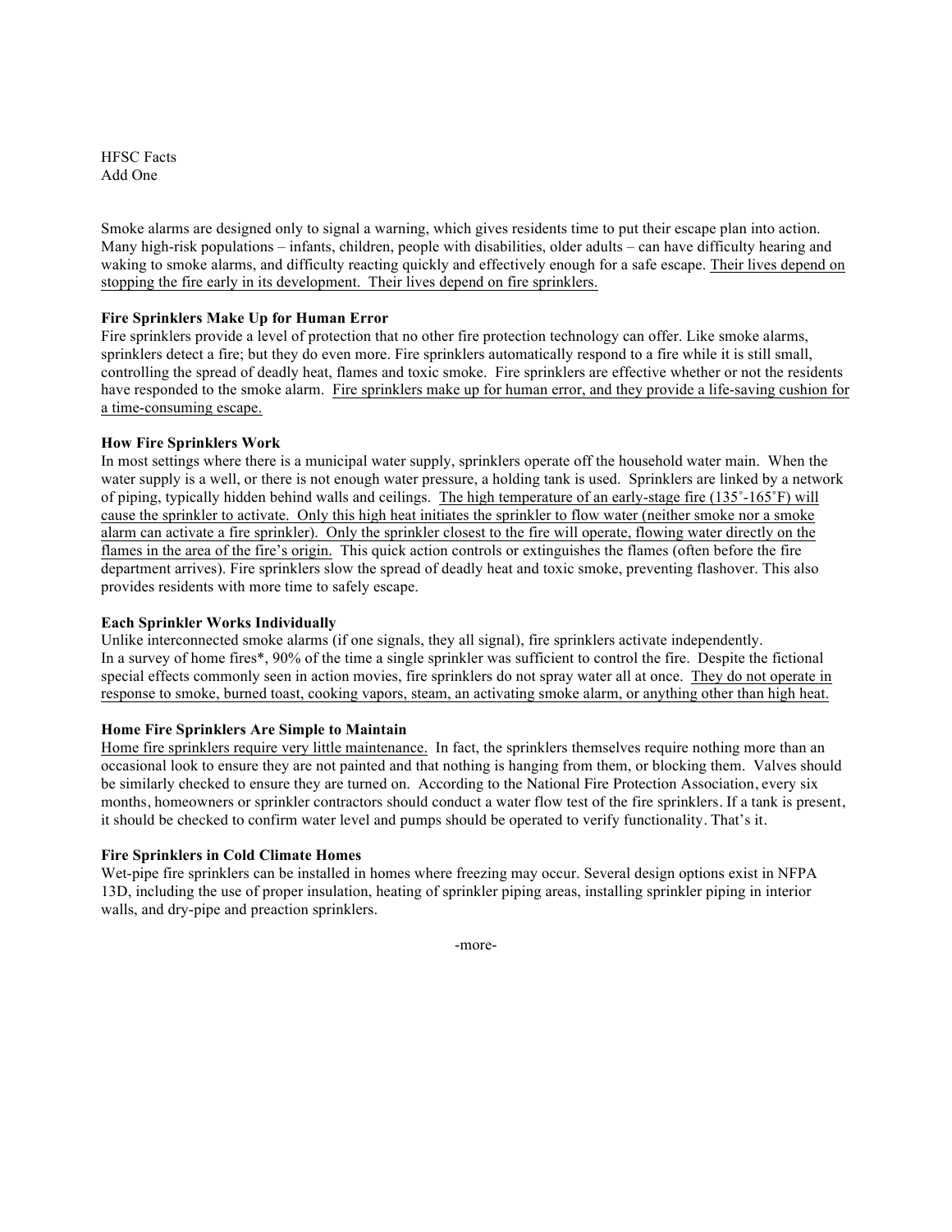HFSC Facts
Add One

Smoke alarms are designed only to signal a warning, which gives residents time to put their escape plan into action. Many high-risk populations – infants, children, people with disabilities, older adults – can have difficulty hearing and waking to smoke alarms, and difficulty reacting quickly and effectively enough for a safe escape. <u>Their lives depend on stopping the fire early in its development. Their lives depend on fire sprinklers.</u>

**Fire Sprinklers Make Up for Human Error**

Fire sprinklers provide a level of protection that no other fire protection technology can offer. Like smoke alarms, sprinklers detect a fire; but they do even more. Fire sprinklers automatically respond to a fire while it is still small, controlling the spread of deadly heat, flames and toxic smoke. Fire sprinklers are effective whether or not the residents have responded to the smoke alarm. <u>Fire sprinklers make up for human error, and they provide a life-saving cushion for a time-consuming escape.</u>

**How Fire Sprinklers Work**

In most settings where there is a municipal water supply, sprinklers operate off the household water main. When the water supply is a well, or there is not enough water pressure, a holding tank is used. Sprinklers are linked by a network of piping, typically hidden behind walls and ceilings. <u>The high temperature of an early-stage fire (135˚-165˚F) will cause the sprinkler to activate. Only this high heat initiates the sprinkler to flow water (neither smoke nor a smoke alarm can activate a fire sprinkler). Only the sprinkler closest to the fire will operate, flowing water directly on the flames in the area of the fire's origin.</u> This quick action controls or extinguishes the flames (often before the fire department arrives). Fire sprinklers slow the spread of deadly heat and toxic smoke, preventing flashover. This also provides residents with more time to safely escape.

**Each Sprinkler Works Individually**

Unlike interconnected smoke alarms (if one signals, they all signal), fire sprinklers activate independently. In a survey of home fires*, 90% of the time a single sprinkler was sufficient to control the fire. Despite the fictional special effects commonly seen in action movies, fire sprinklers do not spray water all at once. <u>They do not operate in response to smoke, burned toast, cooking vapors, steam, an activating smoke alarm, or anything other than high heat.</u>

**Home Fire Sprinklers Are Simple to Maintain**

<u>Home fire sprinklers require very little maintenance.</u> In fact, the sprinklers themselves require nothing more than an occasional look to ensure they are not painted and that nothing is hanging from them, or blocking them. Valves should be similarly checked to ensure they are turned on. According to the National Fire Protection Association, every six months, homeowners or sprinkler contractors should conduct a water flow test of the fire sprinklers. If a tank is present, it should be checked to confirm water level and pumps should be operated to verify functionality. That's it.

**Fire Sprinklers in Cold Climate Homes**

Wet-pipe fire sprinklers can be installed in homes where freezing may occur. Several design options exist in NFPA 13D, including the use of proper insulation, heating of sprinkler piping areas, installing sprinkler piping in interior walls, and dry-pipe and preaction sprinklers.

-more-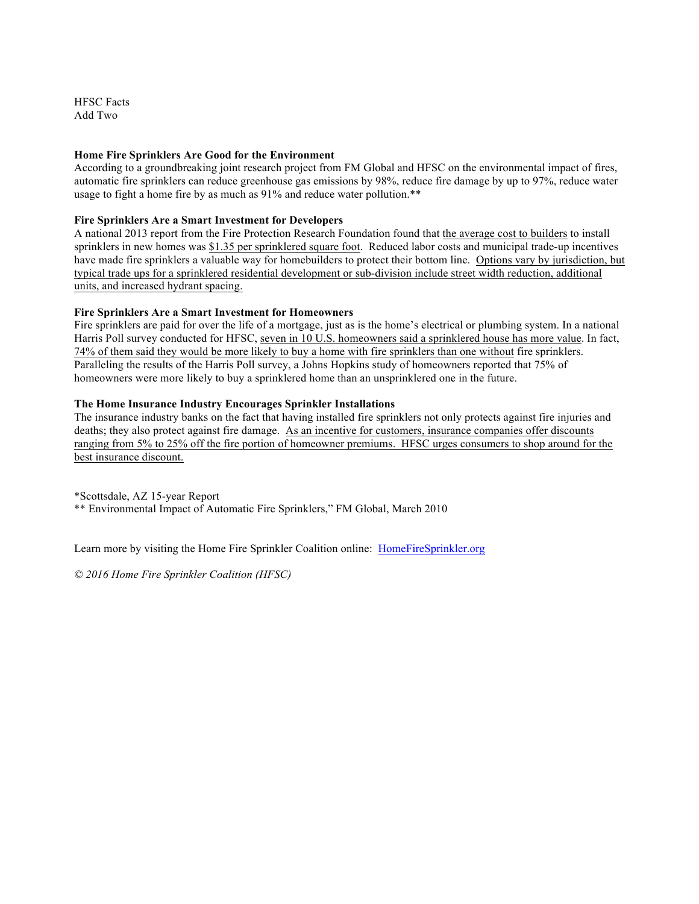HFSC Facts
Add Two

**Home Fire Sprinklers Are Good for the Environment**

According to a groundbreaking joint research project from FM Global and HFSC on the environmental impact of fires, automatic fire sprinklers can reduce greenhouse gas emissions by 98%, reduce fire damage by up to 97%, reduce water usage to fight a home fire by as much as 91% and reduce water pollution.**

**Fire Sprinklers Are a Smart Investment for Developers**

A national 2013 report from the Fire Protection Research Foundation found that the average cost to builders to install sprinklers in new homes was $1.35 per sprinklered square foot. Reduced labor costs and municipal trade-up incentives have made fire sprinklers a valuable way for homebuilders to protect their bottom line. Options vary by jurisdiction, but typical trade ups for a sprinklered residential development or sub-division include street width reduction, additional units, and increased hydrant spacing.

**Fire Sprinklers Are a Smart Investment for Homeowners**

Fire sprinklers are paid for over the life of a mortgage, just as is the home's electrical or plumbing system. In a national Harris Poll survey conducted for HFSC, seven in 10 U.S. homeowners said a sprinklered house has more value. In fact, 74% of them said they would be more likely to buy a home with fire sprinklers than one without fire sprinklers. Paralleling the results of the Harris Poll survey, a Johns Hopkins study of homeowners reported that 75% of homeowners were more likely to buy a sprinklered home than an unsprinklered one in the future.

**The Home Insurance Industry Encourages Sprinkler Installations**

The insurance industry banks on the fact that having installed fire sprinklers not only protects against fire injuries and deaths; they also protect against fire damage. As an incentive for customers, insurance companies offer discounts ranging from 5% to 25% off the fire portion of homeowner premiums. HFSC urges consumers to shop around for the best insurance discount.

*Scottsdale, AZ 15-year Report
** Environmental Impact of Automatic Fire Sprinklers," FM Global, March 2010

Learn more by visiting the Home Fire Sprinkler Coalition online: HomeFireSprinkler.org

*© 2016 Home Fire Sprinkler Coalition (HFSC)*